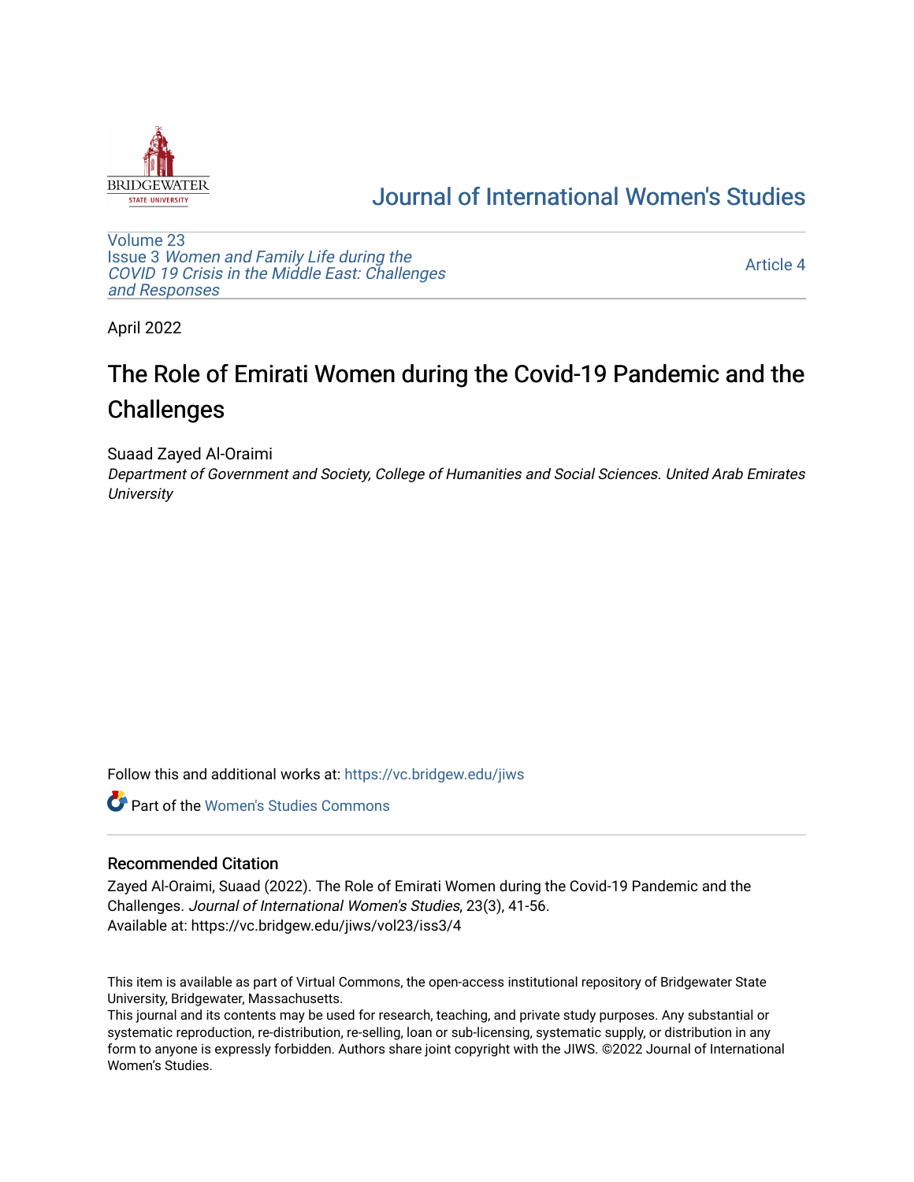Journal of International Women's Studies

Volume 23
Issue 3 *Women and Family Life during the COVID 19 Crisis in the Middle East: Challenges and Responses*

Article 4

April 2022

# The Role of Emirati Women during the Covid-19 Pandemic and the Challenges

Suaad Zayed Al-Oraimi
*Department of Government and Society, College of Humanities and Social Sciences. United Arab Emirates University*

Follow this and additional works at: https://vc.bridgew.edu/jiws

Part of the Women's Studies Commons

## Recommended Citation

Zayed Al-Oraimi, Suaad (2022). The Role of Emirati Women during the Covid-19 Pandemic and the Challenges. *Journal of International Women's Studies*, 23(3), 41-56.
Available at: https://vc.bridgew.edu/jiws/vol23/iss3/4

This item is available as part of Virtual Commons, the open-access institutional repository of Bridgewater State University, Bridgewater, Massachusetts.
This journal and its contents may be used for research, teaching, and private study purposes. Any substantial or systematic reproduction, re-distribution, re-selling, loan or sub-licensing, systematic supply, or distribution in any form to anyone is expressly forbidden. Authors share joint copyright with the JIWS. ©2022 Journal of International Women's Studies.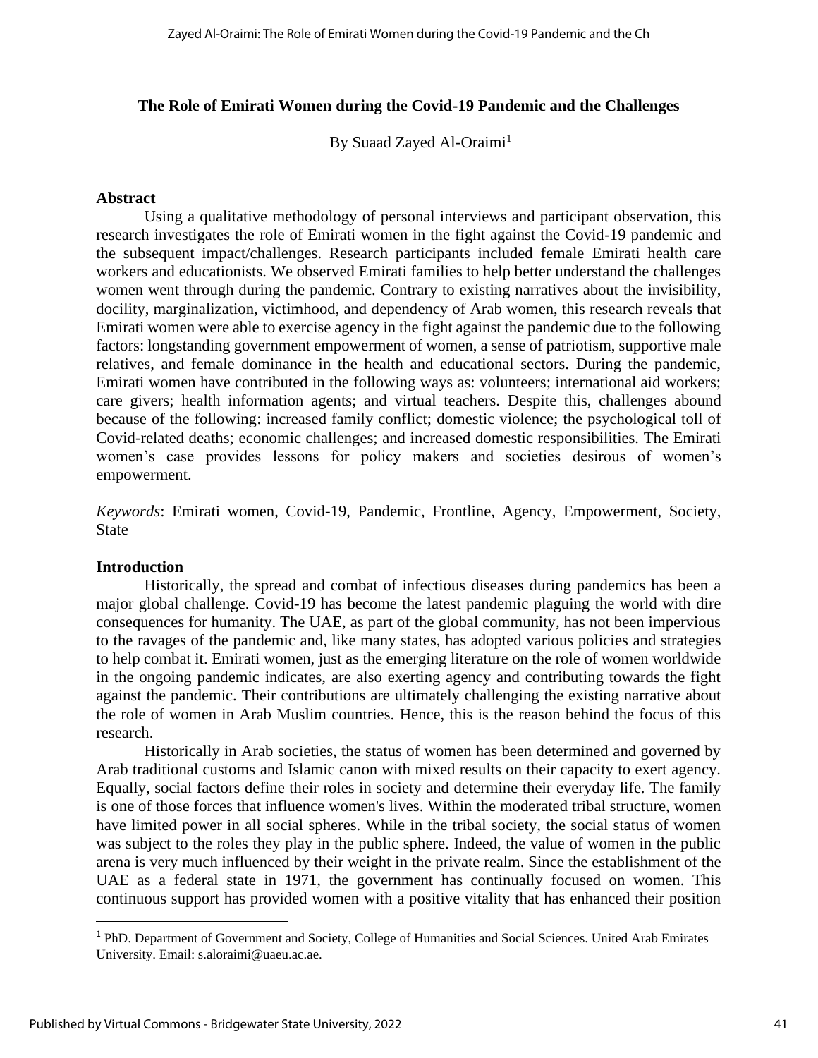### The Role of Emirati Women during the Covid-19 Pandemic and the Challenges

By Suaad Zayed Al-Oraimi[1]

#### Abstract

Using a qualitative methodology of personal interviews and participant observation, this research investigates the role of Emirati women in the fight against the Covid-19 pandemic and the subsequent impact/challenges. Research participants included female Emirati health care workers and educationists. We observed Emirati families to help better understand the challenges women went through during the pandemic. Contrary to existing narratives about the invisibility, docility, marginalization, victimhood, and dependency of Arab women, this research reveals that Emirati women were able to exercise agency in the fight against the pandemic due to the following factors: longstanding government empowerment of women, a sense of patriotism, supportive male relatives, and female dominance in the health and educational sectors. During the pandemic, Emirati women have contributed in the following ways as: volunteers; international aid workers; care givers; health information agents; and virtual teachers. Despite this, challenges abound because of the following: increased family conflict; domestic violence; the psychological toll of Covid-related deaths; economic challenges; and increased domestic responsibilities. The Emirati women's case provides lessons for policy makers and societies desirous of women's empowerment.

*Keywords*: Emirati women, Covid-19, Pandemic, Frontline, Agency, Empowerment, Society, State

#### Introduction

Historically, the spread and combat of infectious diseases during pandemics has been a major global challenge. Covid-19 has become the latest pandemic plaguing the world with dire consequences for humanity. The UAE, as part of the global community, has not been impervious to the ravages of the pandemic and, like many states, has adopted various policies and strategies to help combat it. Emirati women, just as the emerging literature on the role of women worldwide in the ongoing pandemic indicates, are also exerting agency and contributing towards the fight against the pandemic. Their contributions are ultimately challenging the existing narrative about the role of women in Arab Muslim countries. Hence, this is the reason behind the focus of this research.

Historically in Arab societies, the status of women has been determined and governed by Arab traditional customs and Islamic canon with mixed results on their capacity to exert agency. Equally, social factors define their roles in society and determine their everyday life. The family is one of those forces that influence women's lives. Within the moderated tribal structure, women have limited power in all social spheres. While in the tribal society, the social status of women was subject to the roles they play in the public sphere. Indeed, the value of women in the public arena is very much influenced by their weight in the private realm. Since the establishment of the UAE as a federal state in 1971, the government has continually focused on women. This continuous support has provided women with a positive vitality that has enhanced their position

---

[1] PhD. Department of Government and Society, College of Humanities and Social Sciences. United Arab Emirates University. Email: s.aloraimi@uaeu.ac.ae.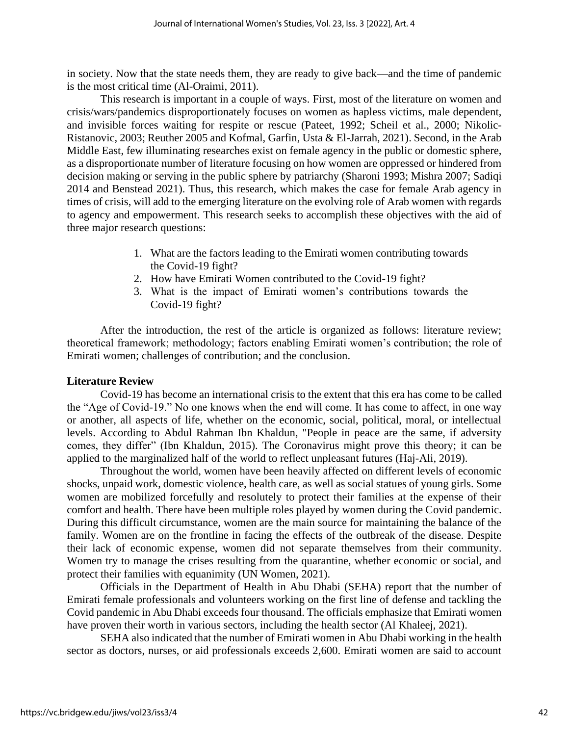in society. Now that the state needs them, they are ready to give back—and the time of pandemic is the most critical time (Al-Oraimi, 2011).

This research is important in a couple of ways. First, most of the literature on women and crisis/wars/pandemics disproportionately focuses on women as hapless victims, male dependent, and invisible forces waiting for respite or rescue (Pateet, 1992; Scheil et al., 2000; Nikolic-Ristanovic, 2003; Reuther 2005 and Kofmal, Garfin, Usta & El-Jarrah, 2021). Second, in the Arab Middle East, few illuminating researches exist on female agency in the public or domestic sphere, as a disproportionate number of literature focusing on how women are oppressed or hindered from decision making or serving in the public sphere by patriarchy (Sharoni 1993; Mishra 2007; Sadiqi 2014 and Benstead 2021). Thus, this research, which makes the case for female Arab agency in times of crisis, will add to the emerging literature on the evolving role of Arab women with regards to agency and empowerment. This research seeks to accomplish these objectives with the aid of three major research questions:

1. What are the factors leading to the Emirati women contributing towards the Covid-19 fight?
2. How have Emirati Women contributed to the Covid-19 fight?
3. What is the impact of Emirati women's contributions towards the Covid-19 fight?

After the introduction, the rest of the article is organized as follows: literature review; theoretical framework; methodology; factors enabling Emirati women's contribution; the role of Emirati women; challenges of contribution; and the conclusion.

## Literature Review

Covid-19 has become an international crisis to the extent that this era has come to be called the "Age of Covid-19." No one knows when the end will come. It has come to affect, in one way or another, all aspects of life, whether on the economic, social, political, moral, or intellectual levels. According to Abdul Rahman Ibn Khaldun, "People in peace are the same, if adversity comes, they differ" (Ibn Khaldun, 2015). The Coronavirus might prove this theory; it can be applied to the marginalized half of the world to reflect unpleasant futures (Haj-Ali, 2019).

Throughout the world, women have been heavily affected on different levels of economic shocks, unpaid work, domestic violence, health care, as well as social statues of young girls. Some women are mobilized forcefully and resolutely to protect their families at the expense of their comfort and health. There have been multiple roles played by women during the Covid pandemic. During this difficult circumstance, women are the main source for maintaining the balance of the family. Women are on the frontline in facing the effects of the outbreak of the disease. Despite their lack of economic expense, women did not separate themselves from their community. Women try to manage the crises resulting from the quarantine, whether economic or social, and protect their families with equanimity (UN Women, 2021).

Officials in the Department of Health in Abu Dhabi (SEHA) report that the number of Emirati female professionals and volunteers working on the first line of defense and tackling the Covid pandemic in Abu Dhabi exceeds four thousand. The officials emphasize that Emirati women have proven their worth in various sectors, including the health sector (Al Khaleej, 2021).

SEHA also indicated that the number of Emirati women in Abu Dhabi working in the health sector as doctors, nurses, or aid professionals exceeds 2,600. Emirati women are said to account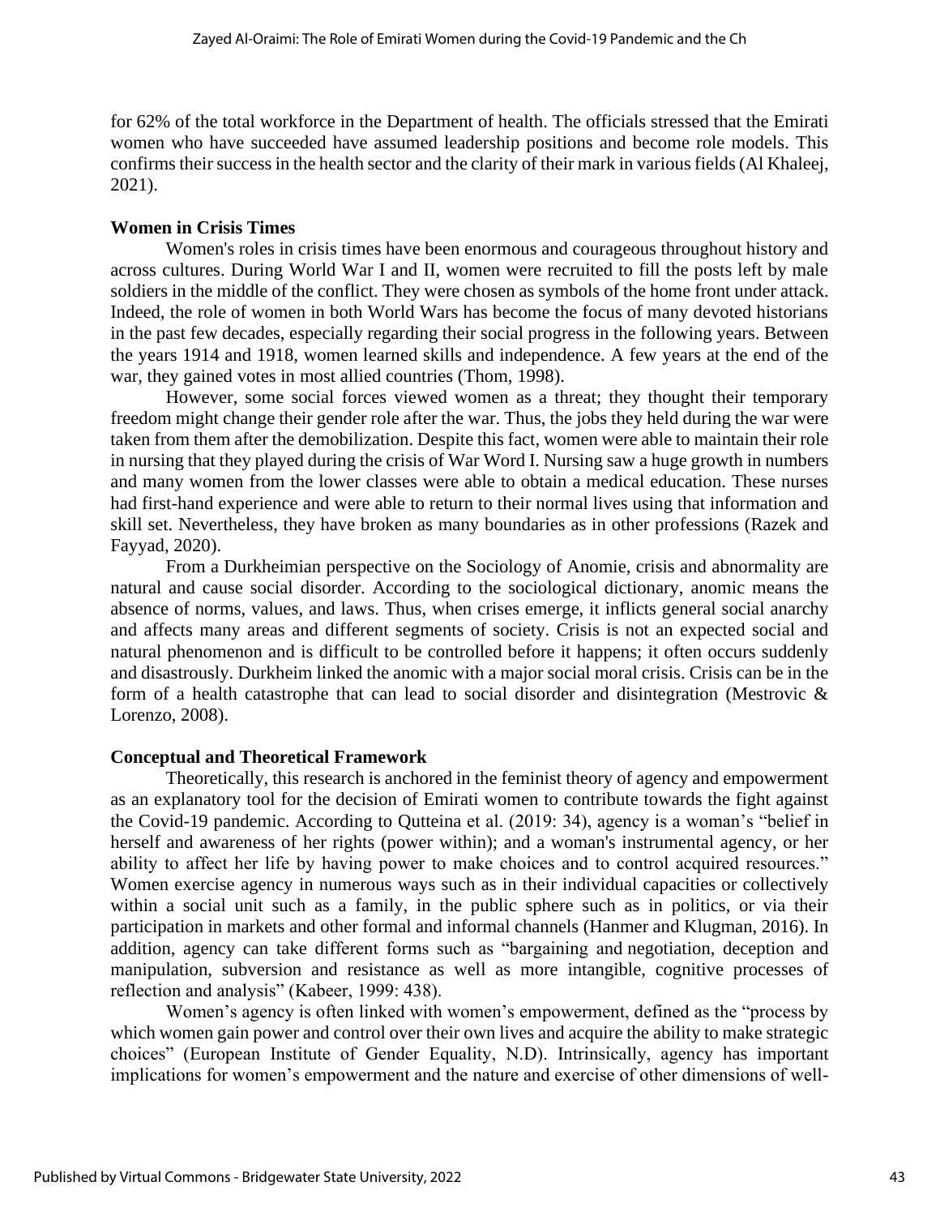for 62% of the total workforce in the Department of health. The officials stressed that the Emirati women who have succeeded have assumed leadership positions and become role models. This confirms their success in the health sector and the clarity of their mark in various fields (Al Khaleej, 2021).

**Women in Crisis Times**

Women's roles in crisis times have been enormous and courageous throughout history and across cultures. During World War I and II, women were recruited to fill the posts left by male soldiers in the middle of the conflict. They were chosen as symbols of the home front under attack. Indeed, the role of women in both World Wars has become the focus of many devoted historians in the past few decades, especially regarding their social progress in the following years. Between the years 1914 and 1918, women learned skills and independence. A few years at the end of the war, they gained votes in most allied countries (Thom, 1998).

However, some social forces viewed women as a threat; they thought their temporary freedom might change their gender role after the war. Thus, the jobs they held during the war were taken from them after the demobilization. Despite this fact, women were able to maintain their role in nursing that they played during the crisis of War Word I. Nursing saw a huge growth in numbers and many women from the lower classes were able to obtain a medical education. These nurses had first-hand experience and were able to return to their normal lives using that information and skill set. Nevertheless, they have broken as many boundaries as in other professions (Razek and Fayyad, 2020).

From a Durkheimian perspective on the Sociology of Anomie, crisis and abnormality are natural and cause social disorder. According to the sociological dictionary, anomic means the absence of norms, values, and laws. Thus, when crises emerge, it inflicts general social anarchy and affects many areas and different segments of society. Crisis is not an expected social and natural phenomenon and is difficult to be controlled before it happens; it often occurs suddenly and disastrously. Durkheim linked the anomic with a major social moral crisis. Crisis can be in the form of a health catastrophe that can lead to social disorder and disintegration (Mestrovic & Lorenzo, 2008).

**Conceptual and Theoretical Framework**

Theoretically, this research is anchored in the feminist theory of agency and empowerment as an explanatory tool for the decision of Emirati women to contribute towards the fight against the Covid-19 pandemic. According to Qutteina et al. (2019: 34), agency is a woman's "belief in herself and awareness of her rights (power within); and a woman's instrumental agency, or her ability to affect her life by having power to make choices and to control acquired resources." Women exercise agency in numerous ways such as in their individual capacities or collectively within a social unit such as a family, in the public sphere such as in politics, or via their participation in markets and other formal and informal channels (Hanmer and Klugman, 2016). In addition, agency can take different forms such as "bargaining and negotiation, deception and manipulation, subversion and resistance as well as more intangible, cognitive processes of reflection and analysis" (Kabeer, 1999: 438).

Women's agency is often linked with women's empowerment, defined as the "process by which women gain power and control over their own lives and acquire the ability to make strategic choices" (European Institute of Gender Equality, N.D). Intrinsically, agency has important implications for women's empowerment and the nature and exercise of other dimensions of well-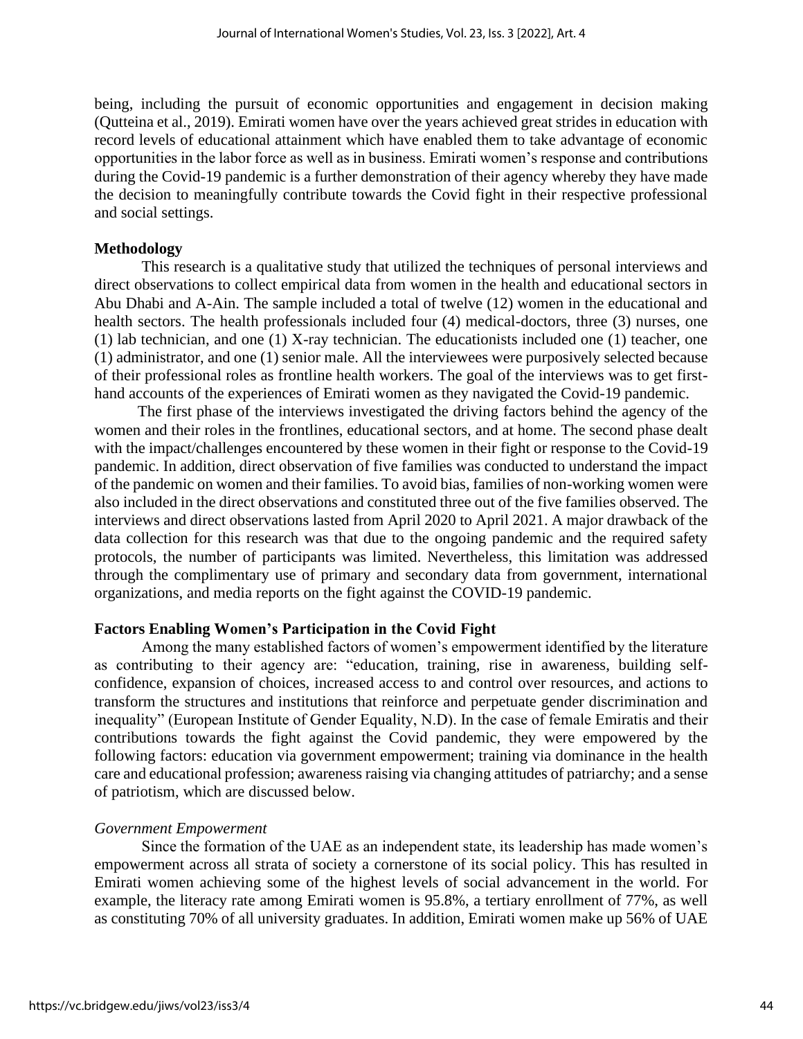being, including the pursuit of economic opportunities and engagement in decision making (Qutteina et al., 2019). Emirati women have over the years achieved great strides in education with record levels of educational attainment which have enabled them to take advantage of economic opportunities in the labor force as well as in business. Emirati women's response and contributions during the Covid-19 pandemic is a further demonstration of their agency whereby they have made the decision to meaningfully contribute towards the Covid fight in their respective professional and social settings.

## Methodology

This research is a qualitative study that utilized the techniques of personal interviews and direct observations to collect empirical data from women in the health and educational sectors in Abu Dhabi and A-Ain. The sample included a total of twelve (12) women in the educational and health sectors. The health professionals included four (4) medical-doctors, three (3) nurses, one (1) lab technician, and one (1) X-ray technician. The educationists included one (1) teacher, one (1) administrator, and one (1) senior male. All the interviewees were purposively selected because of their professional roles as frontline health workers. The goal of the interviews was to get first-hand accounts of the experiences of Emirati women as they navigated the Covid-19 pandemic.

The first phase of the interviews investigated the driving factors behind the agency of the women and their roles in the frontlines, educational sectors, and at home. The second phase dealt with the impact/challenges encountered by these women in their fight or response to the Covid-19 pandemic. In addition, direct observation of five families was conducted to understand the impact of the pandemic on women and their families. To avoid bias, families of non-working women were also included in the direct observations and constituted three out of the five families observed. The interviews and direct observations lasted from April 2020 to April 2021. A major drawback of the data collection for this research was that due to the ongoing pandemic and the required safety protocols, the number of participants was limited. Nevertheless, this limitation was addressed through the complimentary use of primary and secondary data from government, international organizations, and media reports on the fight against the COVID-19 pandemic.

## Factors Enabling Women's Participation in the Covid Fight

Among the many established factors of women's empowerment identified by the literature as contributing to their agency are: "education, training, rise in awareness, building self-confidence, expansion of choices, increased access to and control over resources, and actions to transform the structures and institutions that reinforce and perpetuate gender discrimination and inequality" (European Institute of Gender Equality, N.D). In the case of female Emiratis and their contributions towards the fight against the Covid pandemic, they were empowered by the following factors: education via government empowerment; training via dominance in the health care and educational profession; awareness raising via changing attitudes of patriarchy; and a sense of patriotism, which are discussed below.

### *Government Empowerment*

Since the formation of the UAE as an independent state, its leadership has made women's empowerment across all strata of society a cornerstone of its social policy. This has resulted in Emirati women achieving some of the highest levels of social advancement in the world. For example, the literacy rate among Emirati women is 95.8%, a tertiary enrollment of 77%, as well as constituting 70% of all university graduates. In addition, Emirati women make up 56% of UAE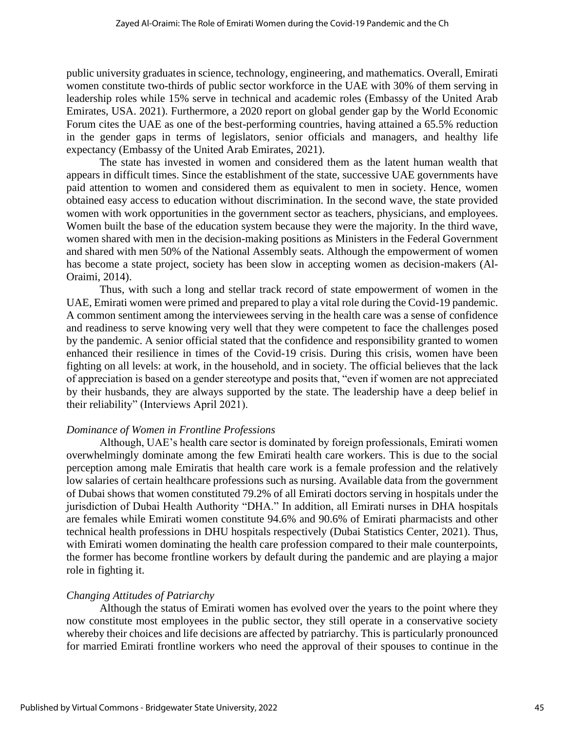public university graduates in science, technology, engineering, and mathematics. Overall, Emirati women constitute two-thirds of public sector workforce in the UAE with 30% of them serving in leadership roles while 15% serve in technical and academic roles (Embassy of the United Arab Emirates, USA. 2021). Furthermore, a 2020 report on global gender gap by the World Economic Forum cites the UAE as one of the best-performing countries, having attained a 65.5% reduction in the gender gaps in terms of legislators, senior officials and managers, and healthy life expectancy (Embassy of the United Arab Emirates, 2021).

The state has invested in women and considered them as the latent human wealth that appears in difficult times. Since the establishment of the state, successive UAE governments have paid attention to women and considered them as equivalent to men in society. Hence, women obtained easy access to education without discrimination. In the second wave, the state provided women with work opportunities in the government sector as teachers, physicians, and employees. Women built the base of the education system because they were the majority. In the third wave, women shared with men in the decision-making positions as Ministers in the Federal Government and shared with men 50% of the National Assembly seats. Although the empowerment of women has become a state project, society has been slow in accepting women as decision-makers (Al-Oraimi, 2014).

Thus, with such a long and stellar track record of state empowerment of women in the UAE, Emirati women were primed and prepared to play a vital role during the Covid-19 pandemic. A common sentiment among the interviewees serving in the health care was a sense of confidence and readiness to serve knowing very well that they were competent to face the challenges posed by the pandemic. A senior official stated that the confidence and responsibility granted to women enhanced their resilience in times of the Covid-19 crisis. During this crisis, women have been fighting on all levels: at work, in the household, and in society. The official believes that the lack of appreciation is based on a gender stereotype and posits that, "even if women are not appreciated by their husbands, they are always supported by the state. The leadership have a deep belief in their reliability" (Interviews April 2021).

*Dominance of Women in Frontline Professions*

Although, UAE's health care sector is dominated by foreign professionals, Emirati women overwhelmingly dominate among the few Emirati health care workers. This is due to the social perception among male Emiratis that health care work is a female profession and the relatively low salaries of certain healthcare professions such as nursing. Available data from the government of Dubai shows that women constituted 79.2% of all Emirati doctors serving in hospitals under the jurisdiction of Dubai Health Authority "DHA." In addition, all Emirati nurses in DHA hospitals are females while Emirati women constitute 94.6% and 90.6% of Emirati pharmacists and other technical health professions in DHU hospitals respectively (Dubai Statistics Center, 2021). Thus, with Emirati women dominating the health care profession compared to their male counterpoints, the former has become frontline workers by default during the pandemic and are playing a major role in fighting it.

*Changing Attitudes of Patriarchy*

Although the status of Emirati women has evolved over the years to the point where they now constitute most employees in the public sector, they still operate in a conservative society whereby their choices and life decisions are affected by patriarchy. This is particularly pronounced for married Emirati frontline workers who need the approval of their spouses to continue in the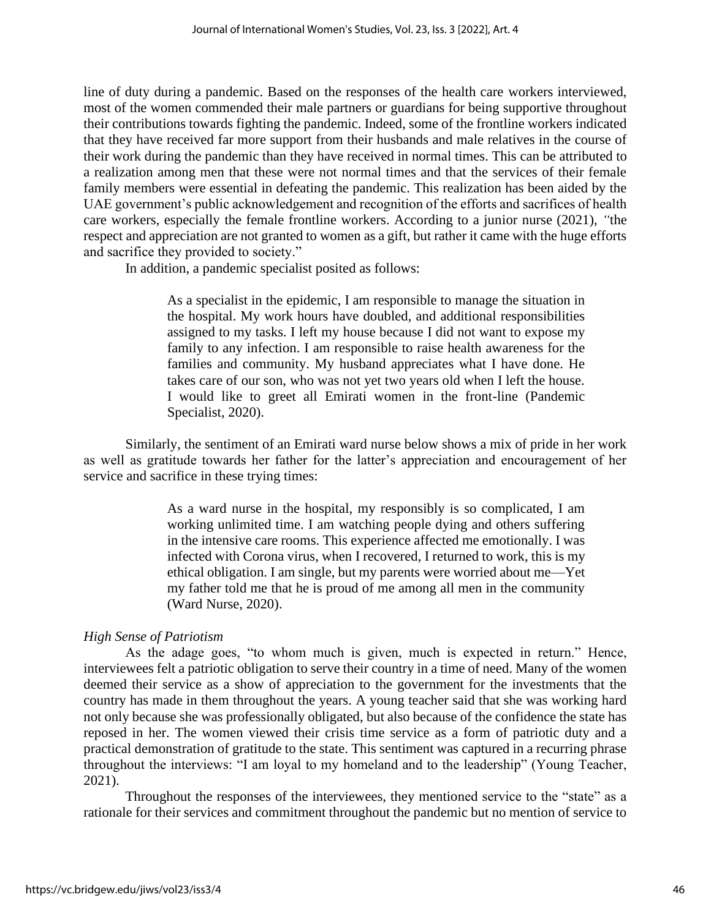line of duty during a pandemic. Based on the responses of the health care workers interviewed, most of the women commended their male partners or guardians for being supportive throughout their contributions towards fighting the pandemic. Indeed, some of the frontline workers indicated that they have received far more support from their husbands and male relatives in the course of their work during the pandemic than they have received in normal times. This can be attributed to a realization among men that these were not normal times and that the services of their female family members were essential in defeating the pandemic. This realization has been aided by the UAE government's public acknowledgement and recognition of the efforts and sacrifices of health care workers, especially the female frontline workers. According to a junior nurse (2021), "the respect and appreciation are not granted to women as a gift, but rather it came with the huge efforts and sacrifice they provided to society."

In addition, a pandemic specialist posited as follows:

> As a specialist in the epidemic, I am responsible to manage the situation in the hospital. My work hours have doubled, and additional responsibilities assigned to my tasks. I left my house because I did not want to expose my family to any infection. I am responsible to raise health awareness for the families and community. My husband appreciates what I have done. He takes care of our son, who was not yet two years old when I left the house. I would like to greet all Emirati women in the front-line (Pandemic Specialist, 2020).

Similarly, the sentiment of an Emirati ward nurse below shows a mix of pride in her work as well as gratitude towards her father for the latter's appreciation and encouragement of her service and sacrifice in these trying times:

> As a ward nurse in the hospital, my responsibly is so complicated, I am working unlimited time. I am watching people dying and others suffering in the intensive care rooms. This experience affected me emotionally. I was infected with Corona virus, when I recovered, I returned to work, this is my ethical obligation. I am single, but my parents were worried about me—Yet my father told me that he is proud of me among all men in the community (Ward Nurse, 2020).

*High Sense of Patriotism*

As the adage goes, "to whom much is given, much is expected in return." Hence, interviewees felt a patriotic obligation to serve their country in a time of need. Many of the women deemed their service as a show of appreciation to the government for the investments that the country has made in them throughout the years. A young teacher said that she was working hard not only because she was professionally obligated, but also because of the confidence the state has reposed in her. The women viewed their crisis time service as a form of patriotic duty and a practical demonstration of gratitude to the state. This sentiment was captured in a recurring phrase throughout the interviews: "I am loyal to my homeland and to the leadership" (Young Teacher, 2021).

Throughout the responses of the interviewees, they mentioned service to the "state" as a rationale for their services and commitment throughout the pandemic but no mention of service to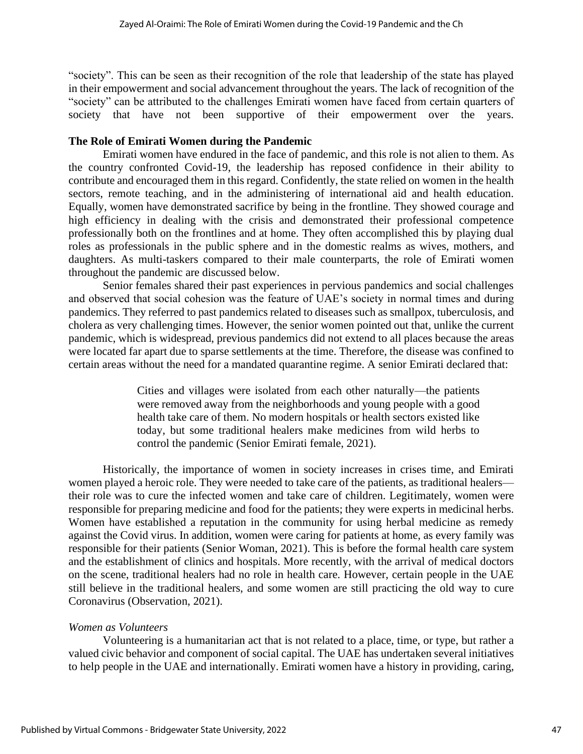"society". This can be seen as their recognition of the role that leadership of the state has played in their empowerment and social advancement throughout the years. The lack of recognition of the "society" can be attributed to the challenges Emirati women have faced from certain quarters of society that have not been supportive of their empowerment over the years.

## The Role of Emirati Women during the Pandemic

Emirati women have endured in the face of pandemic, and this role is not alien to them. As the country confronted Covid-19, the leadership has reposed confidence in their ability to contribute and encouraged them in this regard. Confidently, the state relied on women in the health sectors, remote teaching, and in the administering of international aid and health education. Equally, women have demonstrated sacrifice by being in the frontline. They showed courage and high efficiency in dealing with the crisis and demonstrated their professional competence professionally both on the frontlines and at home. They often accomplished this by playing dual roles as professionals in the public sphere and in the domestic realms as wives, mothers, and daughters. As multi-taskers compared to their male counterparts, the role of Emirati women throughout the pandemic are discussed below.

Senior females shared their past experiences in pervious pandemics and social challenges and observed that social cohesion was the feature of UAE's society in normal times and during pandemics. They referred to past pandemics related to diseases such as smallpox, tuberculosis, and cholera as very challenging times. However, the senior women pointed out that, unlike the current pandemic, which is widespread, previous pandemics did not extend to all places because the areas were located far apart due to sparse settlements at the time. Therefore, the disease was confined to certain areas without the need for a mandated quarantine regime. A senior Emirati declared that:

> Cities and villages were isolated from each other naturally—the patients were removed away from the neighborhoods and young people with a good health take care of them. No modern hospitals or health sectors existed like today, but some traditional healers make medicines from wild herbs to control the pandemic (Senior Emirati female, 2021).

Historically, the importance of women in society increases in crises time, and Emirati women played a heroic role. They were needed to take care of the patients, as traditional healers—their role was to cure the infected women and take care of children. Legitimately, women were responsible for preparing medicine and food for the patients; they were experts in medicinal herbs. Women have established a reputation in the community for using herbal medicine as remedy against the Covid virus. In addition, women were caring for patients at home, as every family was responsible for their patients (Senior Woman, 2021). This is before the formal health care system and the establishment of clinics and hospitals. More recently, with the arrival of medical doctors on the scene, traditional healers had no role in health care. However, certain people in the UAE still believe in the traditional healers, and some women are still practicing the old way to cure Coronavirus (Observation, 2021).

### *Women as Volunteers*

Volunteering is a humanitarian act that is not related to a place, time, or type, but rather a valued civic behavior and component of social capital. The UAE has undertaken several initiatives to help people in the UAE and internationally. Emirati women have a history in providing, caring,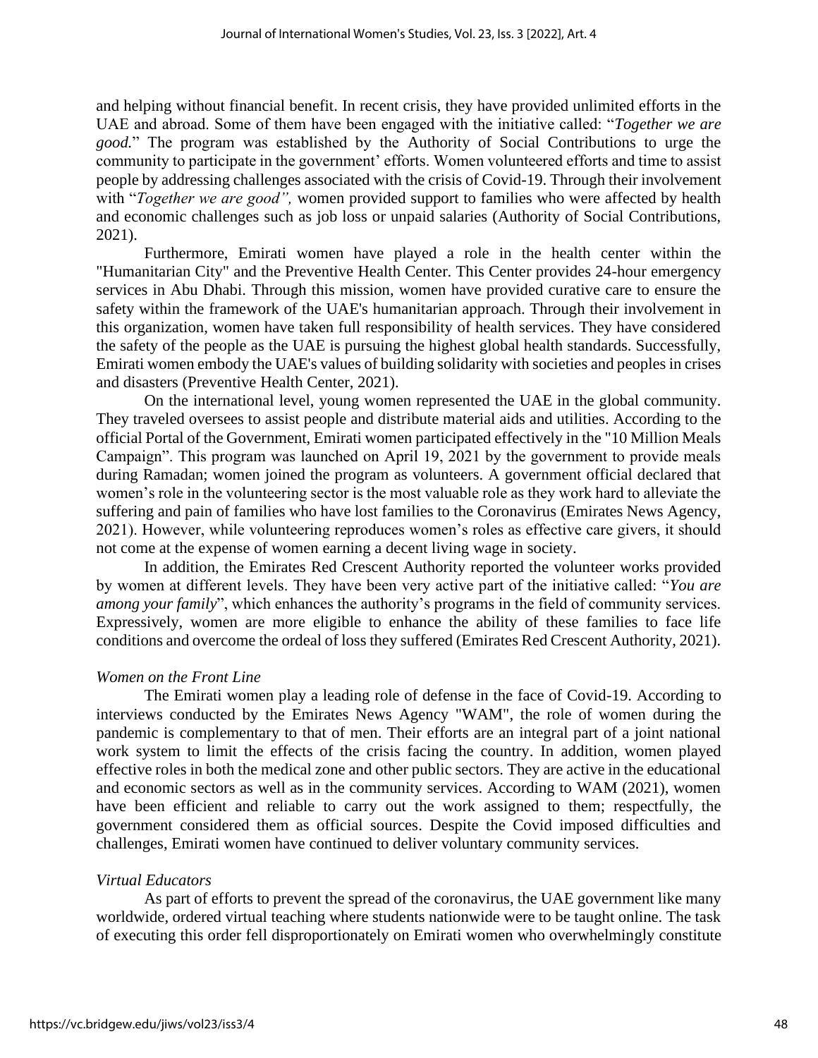and helping without financial benefit. In recent crisis, they have provided unlimited efforts in the UAE and abroad. Some of them have been engaged with the initiative called: "*Together we are good.*" The program was established by the Authority of Social Contributions to urge the community to participate in the government' efforts. Women volunteered efforts and time to assist people by addressing challenges associated with the crisis of Covid-19. Through their involvement with "*Together we are good",* women provided support to families who were affected by health and economic challenges such as job loss or unpaid salaries (Authority of Social Contributions, 2021).

Furthermore, Emirati women have played a role in the health center within the "Humanitarian City" and the Preventive Health Center. This Center provides 24-hour emergency services in Abu Dhabi. Through this mission, women have provided curative care to ensure the safety within the framework of the UAE's humanitarian approach. Through their involvement in this organization, women have taken full responsibility of health services. They have considered the safety of the people as the UAE is pursuing the highest global health standards. Successfully, Emirati women embody the UAE's values of building solidarity with societies and peoples in crises and disasters (Preventive Health Center, 2021).

On the international level, young women represented the UAE in the global community. They traveled oversees to assist people and distribute material aids and utilities. According to the official Portal of the Government, Emirati women participated effectively in the "10 Million Meals Campaign". This program was launched on April 19, 2021 by the government to provide meals during Ramadan; women joined the program as volunteers. A government official declared that women's role in the volunteering sector is the most valuable role as they work hard to alleviate the suffering and pain of families who have lost families to the Coronavirus (Emirates News Agency, 2021). However, while volunteering reproduces women's roles as effective care givers, it should not come at the expense of women earning a decent living wage in society.

In addition, the Emirates Red Crescent Authority reported the volunteer works provided by women at different levels. They have been very active part of the initiative called: "*You are among your family*", which enhances the authority's programs in the field of community services. Expressively, women are more eligible to enhance the ability of these families to face life conditions and overcome the ordeal of loss they suffered (Emirates Red Crescent Authority, 2021).

### *Women on the Front Line*

The Emirati women play a leading role of defense in the face of Covid-19. According to interviews conducted by the Emirates News Agency "WAM", the role of women during the pandemic is complementary to that of men. Their efforts are an integral part of a joint national work system to limit the effects of the crisis facing the country. In addition, women played effective roles in both the medical zone and other public sectors. They are active in the educational and economic sectors as well as in the community services. According to WAM (2021), women have been efficient and reliable to carry out the work assigned to them; respectfully, the government considered them as official sources. Despite the Covid imposed difficulties and challenges, Emirati women have continued to deliver voluntary community services.

### *Virtual Educators*

As part of efforts to prevent the spread of the coronavirus, the UAE government like many worldwide, ordered virtual teaching where students nationwide were to be taught online. The task of executing this order fell disproportionately on Emirati women who overwhelmingly constitute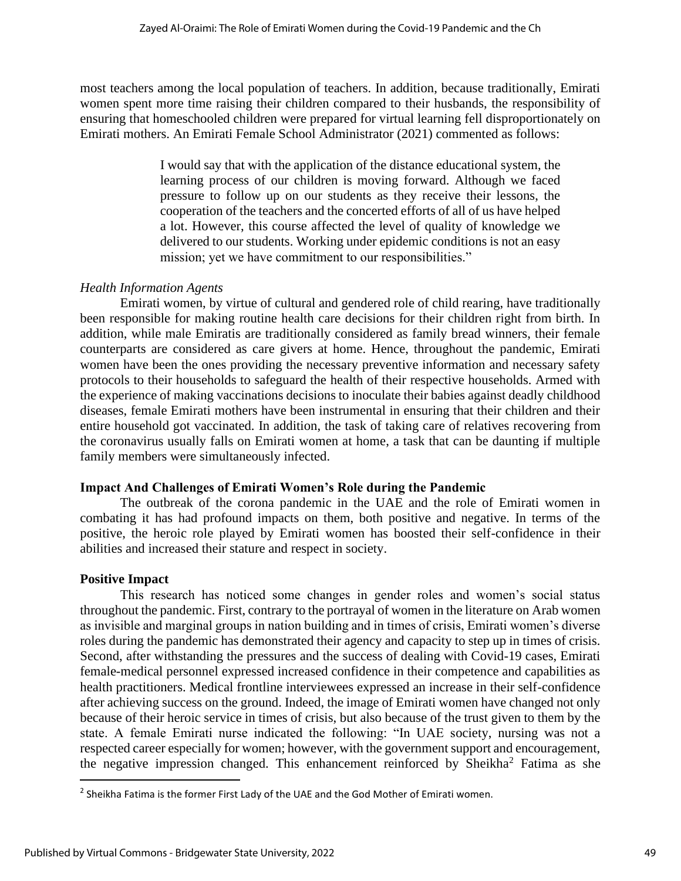most teachers among the local population of teachers. In addition, because traditionally, Emirati women spent more time raising their children compared to their husbands, the responsibility of ensuring that homeschooled children were prepared for virtual learning fell disproportionately on Emirati mothers. An Emirati Female School Administrator (2021) commented as follows:

> I would say that with the application of the distance educational system, the learning process of our children is moving forward. Although we faced pressure to follow up on our students as they receive their lessons, the cooperation of the teachers and the concerted efforts of all of us have helped a lot. However, this course affected the level of quality of knowledge we delivered to our students. Working under epidemic conditions is not an easy mission; yet we have commitment to our responsibilities."

*Health Information Agents*

Emirati women, by virtue of cultural and gendered role of child rearing, have traditionally been responsible for making routine health care decisions for their children right from birth. In addition, while male Emiratis are traditionally considered as family bread winners, their female counterparts are considered as care givers at home. Hence, throughout the pandemic, Emirati women have been the ones providing the necessary preventive information and necessary safety protocols to their households to safeguard the health of their respective households. Armed with the experience of making vaccinations decisions to inoculate their babies against deadly childhood diseases, female Emirati mothers have been instrumental in ensuring that their children and their entire household got vaccinated. In addition, the task of taking care of relatives recovering from the coronavirus usually falls on Emirati women at home, a task that can be daunting if multiple family members were simultaneously infected.

## Impact And Challenges of Emirati Women's Role during the Pandemic

The outbreak of the corona pandemic in the UAE and the role of Emirati women in combating it has had profound impacts on them, both positive and negative. In terms of the positive, the heroic role played by Emirati women has boosted their self-confidence in their abilities and increased their stature and respect in society.

### Positive Impact

This research has noticed some changes in gender roles and women's social status throughout the pandemic. First, contrary to the portrayal of women in the literature on Arab women as invisible and marginal groups in nation building and in times of crisis, Emirati women's diverse roles during the pandemic has demonstrated their agency and capacity to step up in times of crisis. Second, after withstanding the pressures and the success of dealing with Covid-19 cases, Emirati female-medical personnel expressed increased confidence in their competence and capabilities as health practitioners. Medical frontline interviewees expressed an increase in their self-confidence after achieving success on the ground. Indeed, the image of Emirati women have changed not only because of their heroic service in times of crisis, but also because of the trust given to them by the state. A female Emirati nurse indicated the following: "In UAE society, nursing was not a respected career especially for women; however, with the government support and encouragement, the negative impression changed. This enhancement reinforced by Sheikha[2] Fatima as she

[2] Sheikha Fatima is the former First Lady of the UAE and the God Mother of Emirati women.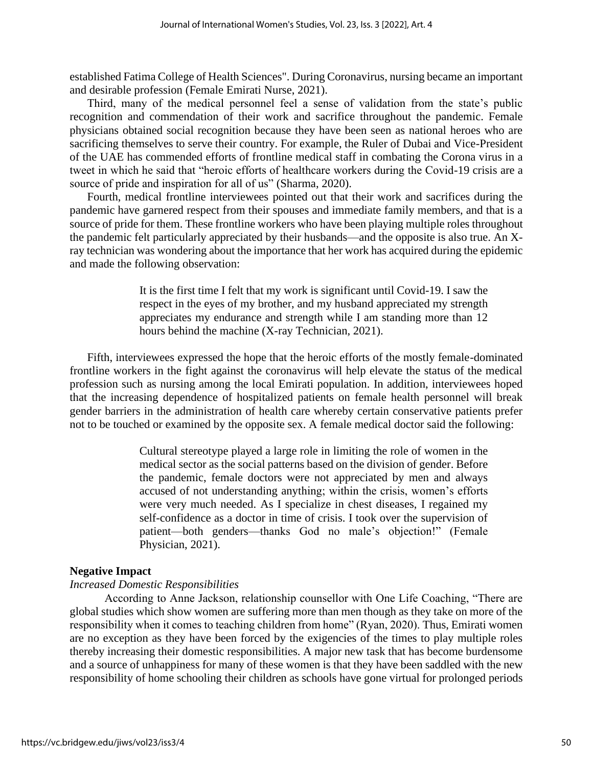established Fatima College of Health Sciences". During Coronavirus, nursing became an important and desirable profession (Female Emirati Nurse, 2021).

Third, many of the medical personnel feel a sense of validation from the state's public recognition and commendation of their work and sacrifice throughout the pandemic. Female physicians obtained social recognition because they have been seen as national heroes who are sacrificing themselves to serve their country. For example, the Ruler of Dubai and Vice-President of the UAE has commended efforts of frontline medical staff in combating the Corona virus in a tweet in which he said that "heroic efforts of healthcare workers during the Covid-19 crisis are a source of pride and inspiration for all of us" (Sharma, 2020).

Fourth, medical frontline interviewees pointed out that their work and sacrifices during the pandemic have garnered respect from their spouses and immediate family members, and that is a source of pride for them. These frontline workers who have been playing multiple roles throughout the pandemic felt particularly appreciated by their husbands—and the opposite is also true. An X-ray technician was wondering about the importance that her work has acquired during the epidemic and made the following observation:

> It is the first time I felt that my work is significant until Covid-19. I saw the respect in the eyes of my brother, and my husband appreciated my strength appreciates my endurance and strength while I am standing more than 12 hours behind the machine (X-ray Technician, 2021).

Fifth, interviewees expressed the hope that the heroic efforts of the mostly female-dominated frontline workers in the fight against the coronavirus will help elevate the status of the medical profession such as nursing among the local Emirati population. In addition, interviewees hoped that the increasing dependence of hospitalized patients on female health personnel will break gender barriers in the administration of health care whereby certain conservative patients prefer not to be touched or examined by the opposite sex. A female medical doctor said the following:

> Cultural stereotype played a large role in limiting the role of women in the medical sector as the social patterns based on the division of gender. Before the pandemic, female doctors were not appreciated by men and always accused of not understanding anything; within the crisis, women's efforts were very much needed. As I specialize in chest diseases, I regained my self-confidence as a doctor in time of crisis. I took over the supervision of patient—both genders—thanks God no male's objection!" (Female Physician, 2021).

**Negative Impact**

*Increased Domestic Responsibilities*

According to Anne Jackson, relationship counsellor with One Life Coaching, "There are global studies which show women are suffering more than men though as they take on more of the responsibility when it comes to teaching children from home" (Ryan, 2020). Thus, Emirati women are no exception as they have been forced by the exigencies of the times to play multiple roles thereby increasing their domestic responsibilities. A major new task that has become burdensome and a source of unhappiness for many of these women is that they have been saddled with the new responsibility of home schooling their children as schools have gone virtual for prolonged periods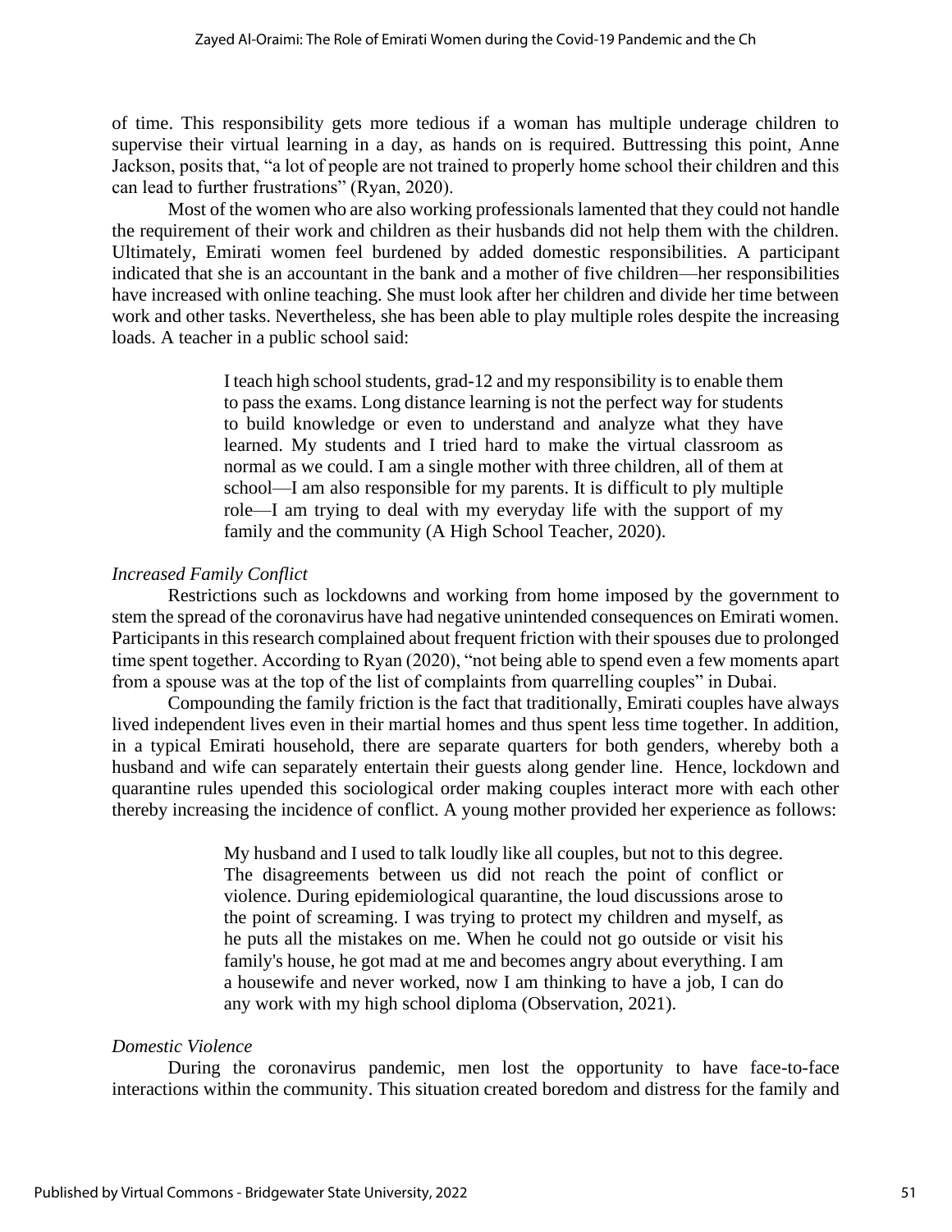of time. This responsibility gets more tedious if a woman has multiple underage children to supervise their virtual learning in a day, as hands on is required. Buttressing this point, Anne Jackson, posits that, "a lot of people are not trained to properly home school their children and this can lead to further frustrations" (Ryan, 2020).

Most of the women who are also working professionals lamented that they could not handle the requirement of their work and children as their husbands did not help them with the children. Ultimately, Emirati women feel burdened by added domestic responsibilities. A participant indicated that she is an accountant in the bank and a mother of five children—her responsibilities have increased with online teaching. She must look after her children and divide her time between work and other tasks. Nevertheless, she has been able to play multiple roles despite the increasing loads. A teacher in a public school said:

> I teach high school students, grad-12 and my responsibility is to enable them to pass the exams. Long distance learning is not the perfect way for students to build knowledge or even to understand and analyze what they have learned. My students and I tried hard to make the virtual classroom as normal as we could. I am a single mother with three children, all of them at school—I am also responsible for my parents. It is difficult to ply multiple role—I am trying to deal with my everyday life with the support of my family and the community (A High School Teacher, 2020).

*Increased Family Conflict*

Restrictions such as lockdowns and working from home imposed by the government to stem the spread of the coronavirus have had negative unintended consequences on Emirati women. Participants in this research complained about frequent friction with their spouses due to prolonged time spent together. According to Ryan (2020), "not being able to spend even a few moments apart from a spouse was at the top of the list of complaints from quarrelling couples" in Dubai.

Compounding the family friction is the fact that traditionally, Emirati couples have always lived independent lives even in their martial homes and thus spent less time together. In addition, in a typical Emirati household, there are separate quarters for both genders, whereby both a husband and wife can separately entertain their guests along gender line. Hence, lockdown and quarantine rules upended this sociological order making couples interact more with each other thereby increasing the incidence of conflict. A young mother provided her experience as follows:

> My husband and I used to talk loudly like all couples, but not to this degree. The disagreements between us did not reach the point of conflict or violence. During epidemiological quarantine, the loud discussions arose to the point of screaming. I was trying to protect my children and myself, as he puts all the mistakes on me. When he could not go outside or visit his family's house, he got mad at me and becomes angry about everything. I am a housewife and never worked, now I am thinking to have a job, I can do any work with my high school diploma (Observation, 2021).

*Domestic Violence*

During the coronavirus pandemic, men lost the opportunity to have face-to-face interactions within the community. This situation created boredom and distress for the family and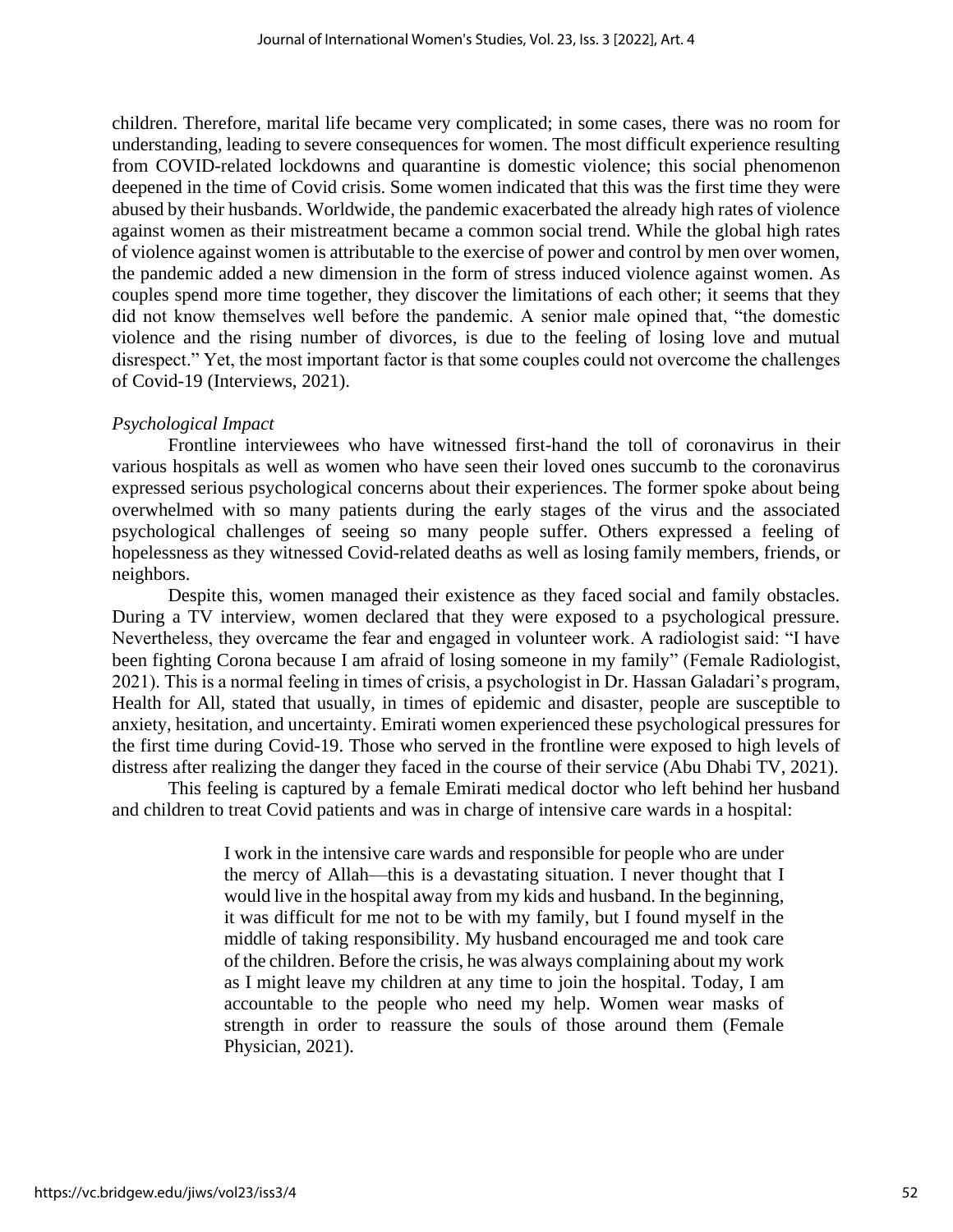children. Therefore, marital life became very complicated; in some cases, there was no room for understanding, leading to severe consequences for women. The most difficult experience resulting from COVID-related lockdowns and quarantine is domestic violence; this social phenomenon deepened in the time of Covid crisis. Some women indicated that this was the first time they were abused by their husbands. Worldwide, the pandemic exacerbated the already high rates of violence against women as their mistreatment became a common social trend. While the global high rates of violence against women is attributable to the exercise of power and control by men over women, the pandemic added a new dimension in the form of stress induced violence against women. As couples spend more time together, they discover the limitations of each other; it seems that they did not know themselves well before the pandemic. A senior male opined that, "the domestic violence and the rising number of divorces, is due to the feeling of losing love and mutual disrespect." Yet, the most important factor is that some couples could not overcome the challenges of Covid-19 (Interviews, 2021).

*Psychological Impact*

Frontline interviewees who have witnessed first-hand the toll of coronavirus in their various hospitals as well as women who have seen their loved ones succumb to the coronavirus expressed serious psychological concerns about their experiences. The former spoke about being overwhelmed with so many patients during the early stages of the virus and the associated psychological challenges of seeing so many people suffer. Others expressed a feeling of hopelessness as they witnessed Covid-related deaths as well as losing family members, friends, or neighbors.

Despite this, women managed their existence as they faced social and family obstacles. During a TV interview, women declared that they were exposed to a psychological pressure. Nevertheless, they overcame the fear and engaged in volunteer work. A radiologist said: "I have been fighting Corona because I am afraid of losing someone in my family" (Female Radiologist, 2021). This is a normal feeling in times of crisis, a psychologist in Dr. Hassan Galadari's program, Health for All, stated that usually, in times of epidemic and disaster, people are susceptible to anxiety, hesitation, and uncertainty. Emirati women experienced these psychological pressures for the first time during Covid-19. Those who served in the frontline were exposed to high levels of distress after realizing the danger they faced in the course of their service (Abu Dhabi TV, 2021).

This feeling is captured by a female Emirati medical doctor who left behind her husband and children to treat Covid patients and was in charge of intensive care wards in a hospital:

> I work in the intensive care wards and responsible for people who are under the mercy of Allah—this is a devastating situation. I never thought that I would live in the hospital away from my kids and husband. In the beginning, it was difficult for me not to be with my family, but I found myself in the middle of taking responsibility. My husband encouraged me and took care of the children. Before the crisis, he was always complaining about my work as I might leave my children at any time to join the hospital. Today, I am accountable to the people who need my help. Women wear masks of strength in order to reassure the souls of those around them (Female Physician, 2021).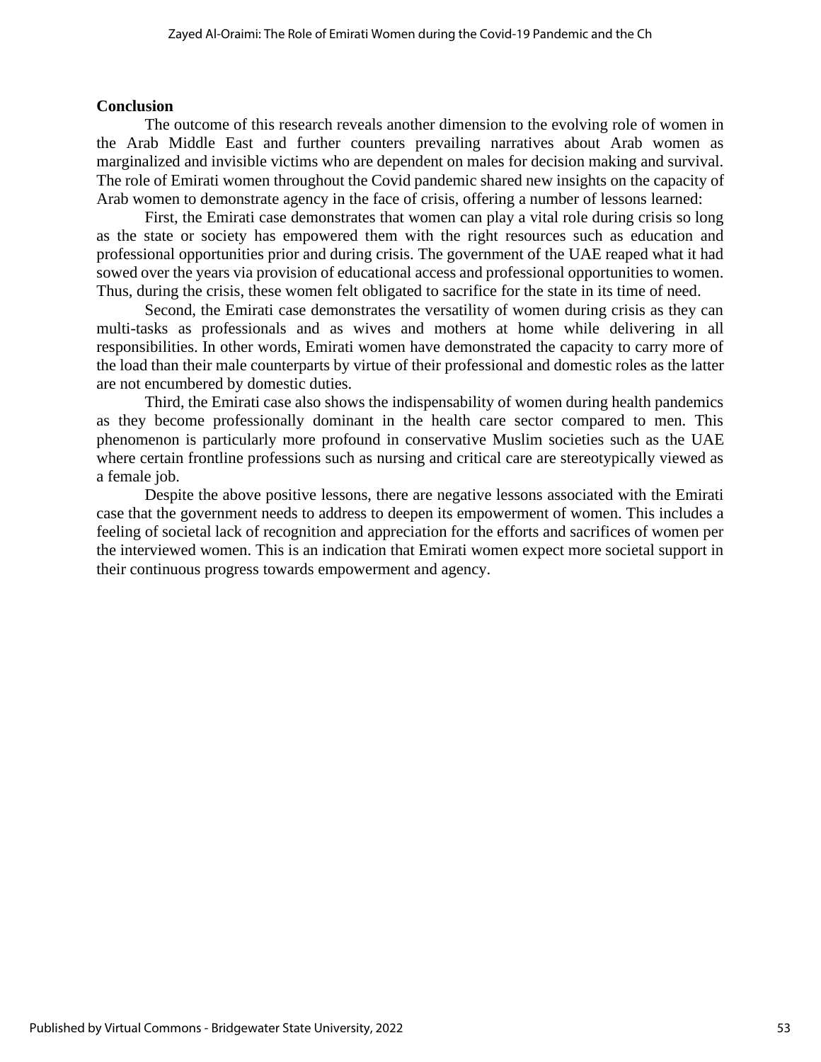## Conclusion

The outcome of this research reveals another dimension to the evolving role of women in the Arab Middle East and further counters prevailing narratives about Arab women as marginalized and invisible victims who are dependent on males for decision making and survival. The role of Emirati women throughout the Covid pandemic shared new insights on the capacity of Arab women to demonstrate agency in the face of crisis, offering a number of lessons learned:

First, the Emirati case demonstrates that women can play a vital role during crisis so long as the state or society has empowered them with the right resources such as education and professional opportunities prior and during crisis. The government of the UAE reaped what it had sowed over the years via provision of educational access and professional opportunities to women. Thus, during the crisis, these women felt obligated to sacrifice for the state in its time of need.

Second, the Emirati case demonstrates the versatility of women during crisis as they can multi-tasks as professionals and as wives and mothers at home while delivering in all responsibilities. In other words, Emirati women have demonstrated the capacity to carry more of the load than their male counterparts by virtue of their professional and domestic roles as the latter are not encumbered by domestic duties.

Third, the Emirati case also shows the indispensability of women during health pandemics as they become professionally dominant in the health care sector compared to men. This phenomenon is particularly more profound in conservative Muslim societies such as the UAE where certain frontline professions such as nursing and critical care are stereotypically viewed as a female job.

Despite the above positive lessons, there are negative lessons associated with the Emirati case that the government needs to address to deepen its empowerment of women. This includes a feeling of societal lack of recognition and appreciation for the efforts and sacrifices of women per the interviewed women. This is an indication that Emirati women expect more societal support in their continuous progress towards empowerment and agency.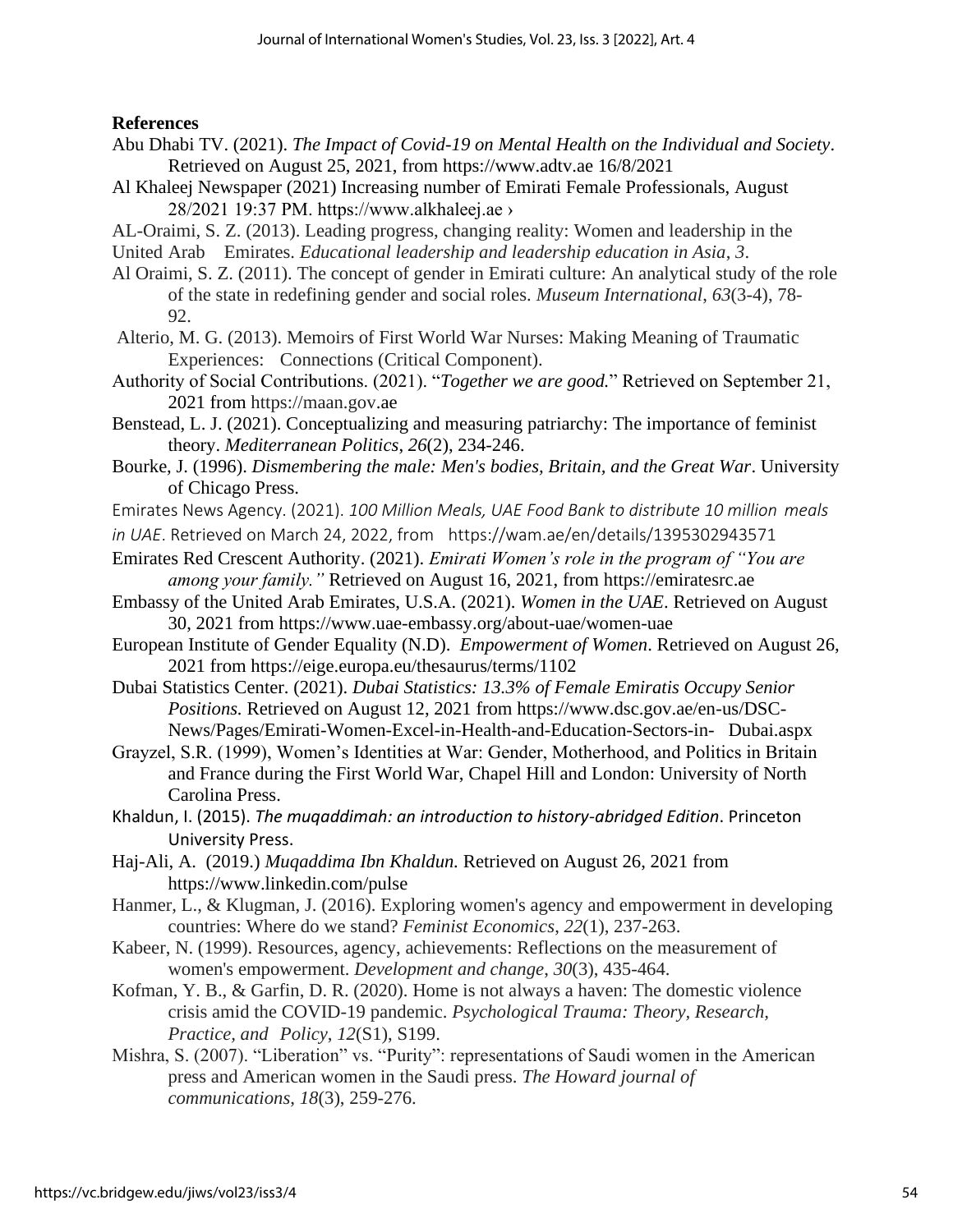**References**

Abu Dhabi TV. (2021). *The Impact of Covid-19 on Mental Health on the Individual and Society*. Retrieved on August 25, 2021, from https://www.adtv.ae 16/8/2021

Al Khaleej Newspaper (2021) Increasing number of Emirati Female Professionals, August 28/2021 19:37 PM. https://www.alkhaleej.ae ›

AL-Oraimi, S. Z. (2013). Leading progress, changing reality: Women and leadership in the United Arab Emirates. *Educational leadership and leadership education in Asia*, *3*.

Al Oraimi, S. Z. (2011). The concept of gender in Emirati culture: An analytical study of the role of the state in redefining gender and social roles. *Museum International*, *63*(3-4), 78-92.

Alterio, M. G. (2013). Memoirs of First World War Nurses: Making Meaning of Traumatic Experiences: Connections (Critical Component).

Authority of Social Contributions. (2021). "*Together we are good.*" Retrieved on September 21, 2021 from https://maan.gov.ae

Benstead, L. J. (2021). Conceptualizing and measuring patriarchy: The importance of feminist theory. *Mediterranean Politics*, *26*(2), 234-246.

Bourke, J. (1996). *Dismembering the male: Men's bodies, Britain, and the Great War*. University of Chicago Press.

Emirates News Agency. (2021). *100 Million Meals, UAE Food Bank to distribute 10 million meals in UAE*. Retrieved on March 24, 2022, from https://wam.ae/en/details/1395302943571

Emirates Red Crescent Authority. (2021). *Emirati Women's role in the program of "You are among your family."* Retrieved on August 16, 2021, from https://emiratesrc.ae

Embassy of the United Arab Emirates, U.S.A. (2021). *Women in the UAE*. Retrieved on August 30, 2021 from https://www.uae-embassy.org/about-uae/women-uae

European Institute of Gender Equality (N.D). *Empowerment of Women*. Retrieved on August 26, 2021 from https://eige.europa.eu/thesaurus/terms/1102

Dubai Statistics Center. (2021). *Dubai Statistics: 13.3% of Female Emiratis Occupy Senior Positions.* Retrieved on August 12, 2021 from https://www.dsc.gov.ae/en-us/DSC-News/Pages/Emirati-Women-Excel-in-Health-and-Education-Sectors-in- Dubai.aspx

Grayzel, S.R. (1999), Women's Identities at War: Gender, Motherhood, and Politics in Britain and France during the First World War, Chapel Hill and London: University of North Carolina Press.

Khaldun, I. (2015). *The muqaddimah: an introduction to history-abridged Edition*. Princeton University Press.

Haj-Ali, A. (2019.) *Muqaddima Ibn Khaldun.* Retrieved on August 26, 2021 from https://www.linkedin.com/pulse

Hanmer, L., & Klugman, J. (2016). Exploring women's agency and empowerment in developing countries: Where do we stand? *Feminist Economics*, *22*(1), 237-263.

Kabeer, N. (1999). Resources, agency, achievements: Reflections on the measurement of women's empowerment. *Development and change*, *30*(3), 435-464.

Kofman, Y. B., & Garfin, D. R. (2020). Home is not always a haven: The domestic violence crisis amid the COVID-19 pandemic. *Psychological Trauma: Theory, Research, Practice, and Policy*, *12*(S1), S199.

Mishra, S. (2007). "Liberation" vs. "Purity": representations of Saudi women in the American press and American women in the Saudi press. *The Howard journal of communications*, *18*(3), 259-276.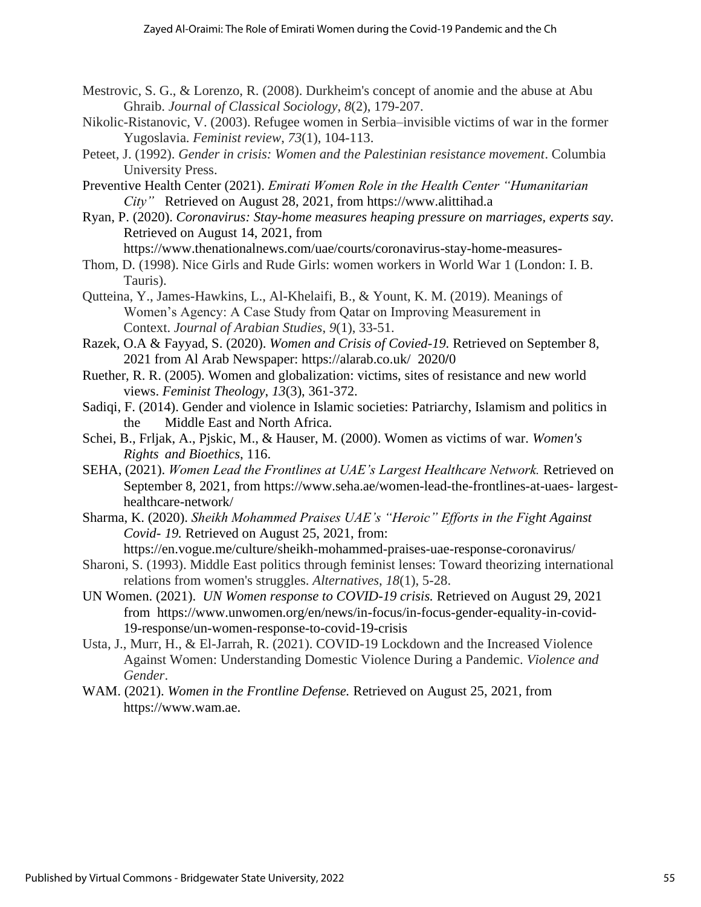Mestrovic, S. G., & Lorenzo, R. (2008). Durkheim's concept of anomie and the abuse at Abu Ghraib. *Journal of Classical Sociology*, *8*(2), 179-207.

Nikolic-Ristanovic, V. (2003). Refugee women in Serbia–invisible victims of war in the former Yugoslavia. *Feminist review*, *73*(1), 104-113.

Peteet, J. (1992). *Gender in crisis: Women and the Palestinian resistance movement*. Columbia University Press.

Preventive Health Center (2021). *Emirati Women Role in the Health Center "Humanitarian City"* Retrieved on August 28, 2021, from https://www.alittihad.a

Ryan, P. (2020). *Coronavirus: Stay-home measures heaping pressure on marriages, experts say.* Retrieved on August 14, 2021, from https://www.thenationalnews.com/uae/courts/coronavirus-stay-home-measures-

Thom, D. (1998). Nice Girls and Rude Girls: women workers in World War 1 (London: I. B. Tauris).

Qutteina, Y., James-Hawkins, L., Al-Khelaifi, B., & Yount, K. M. (2019). Meanings of Women's Agency: A Case Study from Qatar on Improving Measurement in Context. *Journal of Arabian Studies*, *9*(1), 33-51.

Razek, O.A & Fayyad, S. (2020). *Women and Crisis of Covied-19.* Retrieved on September 8, 2021 from Al Arab Newspaper: https://alarab.co.uk/ 2020/0

Ruether, R. R. (2005). Women and globalization: victims, sites of resistance and new world views. *Feminist Theology*, *13*(3), 361-372.

Sadiqi, F. (2014). Gender and violence in Islamic societies: Patriarchy, Islamism and politics in the Middle East and North Africa.

Schei, B., Frljak, A., Pjskic, M., & Hauser, M. (2000). Women as victims of war. *Women's Rights and Bioethics*, 116.

SEHA, (2021). *Women Lead the Frontlines at UAE's Largest Healthcare Network.* Retrieved on September 8, 2021, from https://www.seha.ae/women-lead-the-frontlines-at-uaes- largest-healthcare-network/

Sharma, K. (2020). *Sheikh Mohammed Praises UAE's "Heroic" Efforts in the Fight Against Covid- 19.* Retrieved on August 25, 2021, from: https://en.vogue.me/culture/sheikh-mohammed-praises-uae-response-coronavirus/

Sharoni, S. (1993). Middle East politics through feminist lenses: Toward theorizing international relations from women's struggles. *Alternatives*, *18*(1), 5-28.

UN Women. (2021). *UN Women response to COVID-19 crisis.* Retrieved on August 29, 2021 from https://www.unwomen.org/en/news/in-focus/in-focus-gender-equality-in-covid-19-response/un-women-response-to-covid-19-crisis

Usta, J., Murr, H., & El-Jarrah, R. (2021). COVID-19 Lockdown and the Increased Violence Against Women: Understanding Domestic Violence During a Pandemic. *Violence and Gender*.

WAM. (2021). *Women in the Frontline Defense.* Retrieved on August 25, 2021, from https://www.wam.ae.